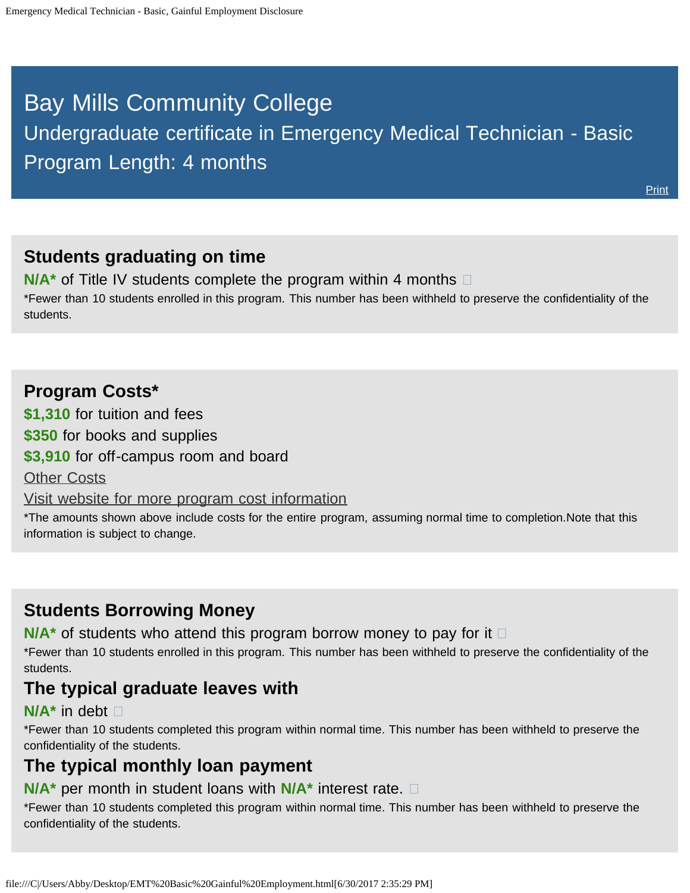# Bay Mills Community College

## Undergraduate certificate in Emergency Medical Technician - Basic

## Program Length: 4 months

Print

### Students graduating on time

**N/A*** of Title IV students complete the program within 4 months

*Fewer than 10 students enrolled in this program. This number has been withheld to preserve the confidentiality of the students.

### Program Costs*

**$1,310** for tuition and fees

**$350** for books and supplies

**$3,910** for off-campus room and board

Other Costs

Visit website for more program cost information

*The amounts shown above include costs for the entire program, assuming normal time to completion.Note that this information is subject to change.

### Students Borrowing Money

**N/A*** of students who attend this program borrow money to pay for it

*Fewer than 10 students enrolled in this program. This number has been withheld to preserve the confidentiality of the students.

### The typical graduate leaves with

**N/A*** in debt

*Fewer than 10 students completed this program within normal time. This number has been withheld to preserve the confidentiality of the students.

### The typical monthly loan payment

**N/A*** per month in student loans with **N/A*** interest rate.

*Fewer than 10 students completed this program within normal time. This number has been withheld to preserve the confidentiality of the students.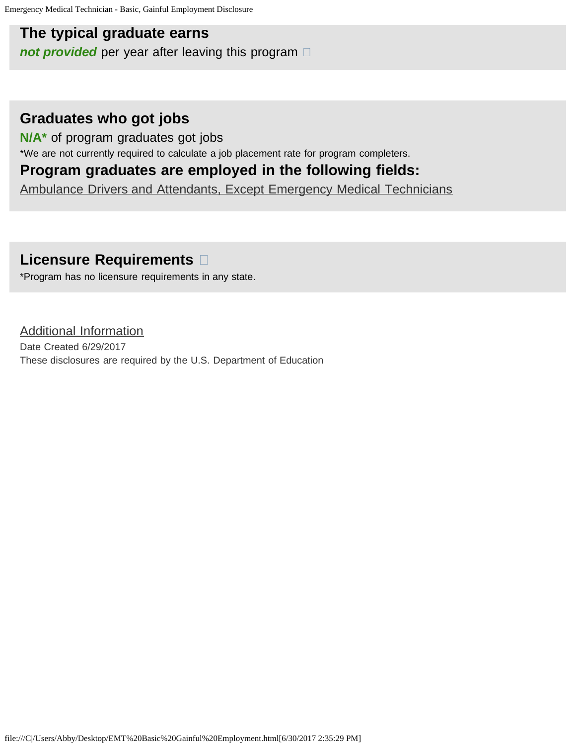## The typical graduate earns

***not provided*** per year after leaving this program

## Graduates who got jobs

**N/A*** of program graduates got jobs

*We are not currently required to calculate a job placement rate for program completers.

## Program graduates are employed in the following fields:

Ambulance Drivers and Attendants, Except Emergency Medical Technicians

## Licensure Requirements

*Program has no licensure requirements in any state.

Additional Information

Date Created 6/29/2017

These disclosures are required by the U.S. Department of Education